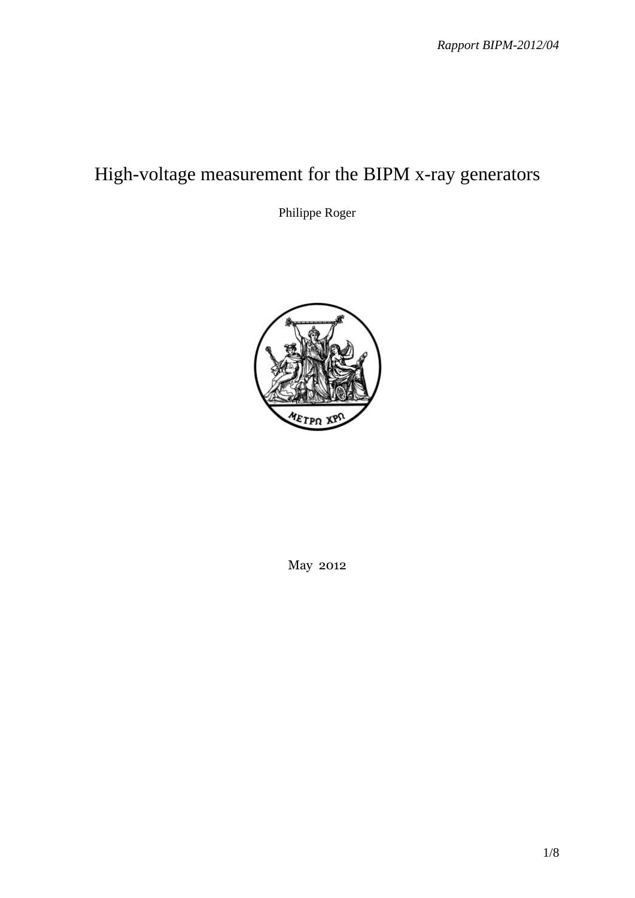*Rapport BIPM-2012/04*

# High-voltage measurement for the BIPM x-ray generators

Philippe Roger

May 2012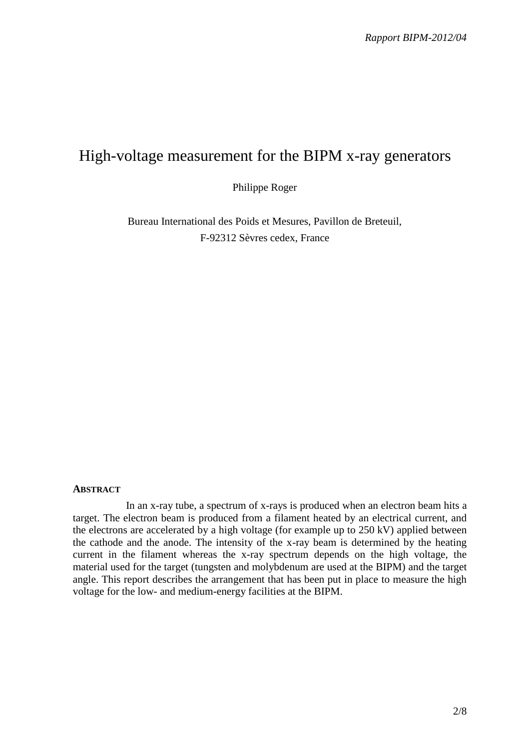# High-voltage measurement for the BIPM x-ray generators

Philippe Roger

Bureau International des Poids et Mesures, Pavillon de Breteuil,
F-92312 Sèvres cedex, France

**ABSTRACT**

In an x-ray tube, a spectrum of x-rays is produced when an electron beam hits a target. The electron beam is produced from a filament heated by an electrical current, and the electrons are accelerated by a high voltage (for example up to 250 kV) applied between the cathode and the anode. The intensity of the x-ray beam is determined by the heating current in the filament whereas the x-ray spectrum depends on the high voltage, the material used for the target (tungsten and molybdenum are used at the BIPM) and the target angle. This report describes the arrangement that has been put in place to measure the high voltage for the low- and medium-energy facilities at the BIPM.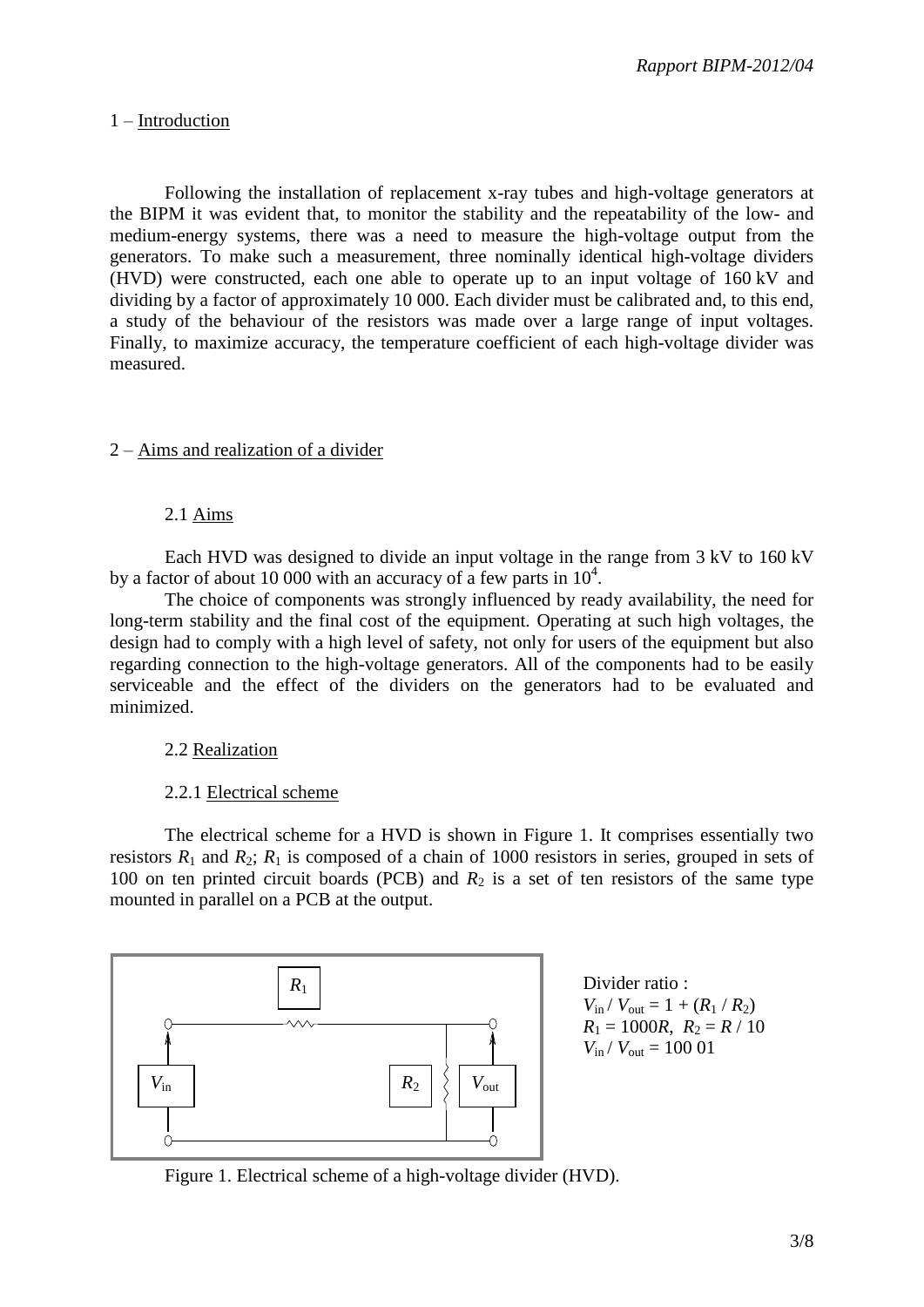## 1 – Introduction

Following the installation of replacement x-ray tubes and high-voltage generators at the BIPM it was evident that, to monitor the stability and the repeatability of the low- and medium-energy systems, there was a need to measure the high-voltage output from the generators. To make such a measurement, three nominally identical high-voltage dividers (HVD) were constructed, each one able to operate up to an input voltage of 160 kV and dividing by a factor of approximately 10 000. Each divider must be calibrated and, to this end, a study of the behaviour of the resistors was made over a large range of input voltages. Finally, to maximize accuracy, the temperature coefficient of each high-voltage divider was measured.

## 2 – Aims and realization of a divider

### 2.1 Aims

Each HVD was designed to divide an input voltage in the range from 3 kV to 160 kV by a factor of about 10 000 with an accuracy of a few parts in $10^4$.

The choice of components was strongly influenced by ready availability, the need for long-term stability and the final cost of the equipment. Operating at such high voltages, the design had to comply with a high level of safety, not only for users of the equipment but also regarding connection to the high-voltage generators. All of the components had to be easily serviceable and the effect of the dividers on the generators had to be evaluated and minimized.

### 2.2 Realization

#### 2.2.1 Electrical scheme

The electrical scheme for a HVD is shown in Figure 1. It comprises essentially two resistors $R_1$ and $R_2$; $R_1$ is composed of a chain of 1000 resistors in series, grouped in sets of 100 on ten printed circuit boards (PCB) and $R_2$ is a set of ten resistors of the same type mounted in parallel on a PCB at the output.

Divider ratio :
$V_{in} / V_{out} = 1 + (R_1 / R_2)$
$R_1 = 1000R$, $R_2 = R / 10$
$V_{in} / V_{out} = 100\ 01$

Figure 1. Electrical scheme of a high-voltage divider (HVD).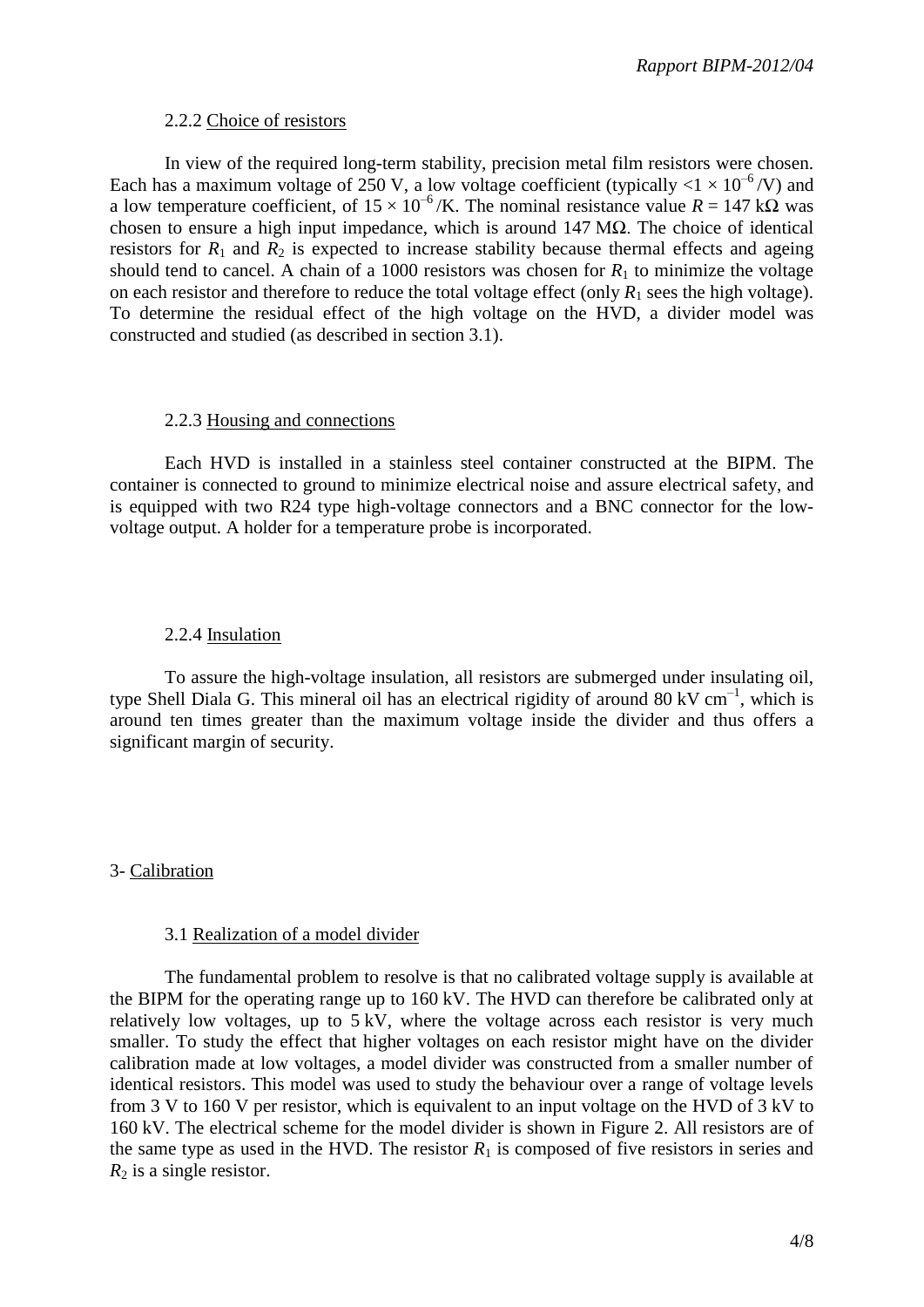### 2.2.2 Choice of resistors

In view of the required long-term stability, precision metal film resistors were chosen. Each has a maximum voltage of 250 V, a low voltage coefficient (typically $<1 \times 10^{-6}$/V) and a low temperature coefficient, of $15 \times 10^{-6}$/K. The nominal resistance value $R$ = 147 kΩ was chosen to ensure a high input impedance, which is around 147 MΩ. The choice of identical resistors for $R_1$ and $R_2$ is expected to increase stability because thermal effects and ageing should tend to cancel. A chain of a 1000 resistors was chosen for $R_1$ to minimize the voltage on each resistor and therefore to reduce the total voltage effect (only $R_1$ sees the high voltage). To determine the residual effect of the high voltage on the HVD, a divider model was constructed and studied (as described in section 3.1).

### 2.2.3 Housing and connections

Each HVD is installed in a stainless steel container constructed at the BIPM. The container is connected to ground to minimize electrical noise and assure electrical safety, and is equipped with two R24 type high-voltage connectors and a BNC connector for the low-voltage output. A holder for a temperature probe is incorporated.

### 2.2.4 Insulation

To assure the high-voltage insulation, all resistors are submerged under insulating oil, type Shell Diala G. This mineral oil has an electrical rigidity of around 80 kV cm$^{-1}$, which is around ten times greater than the maximum voltage inside the divider and thus offers a significant margin of security.

## 3- Calibration

### 3.1 Realization of a model divider

The fundamental problem to resolve is that no calibrated voltage supply is available at the BIPM for the operating range up to 160 kV. The HVD can therefore be calibrated only at relatively low voltages, up to 5 kV, where the voltage across each resistor is very much smaller. To study the effect that higher voltages on each resistor might have on the divider calibration made at low voltages, a model divider was constructed from a smaller number of identical resistors. This model was used to study the behaviour over a range of voltage levels from 3 V to 160 V per resistor, which is equivalent to an input voltage on the HVD of 3 kV to 160 kV. The electrical scheme for the model divider is shown in Figure 2. All resistors are of the same type as used in the HVD. The resistor $R_1$ is composed of five resistors in series and $R_2$ is a single resistor.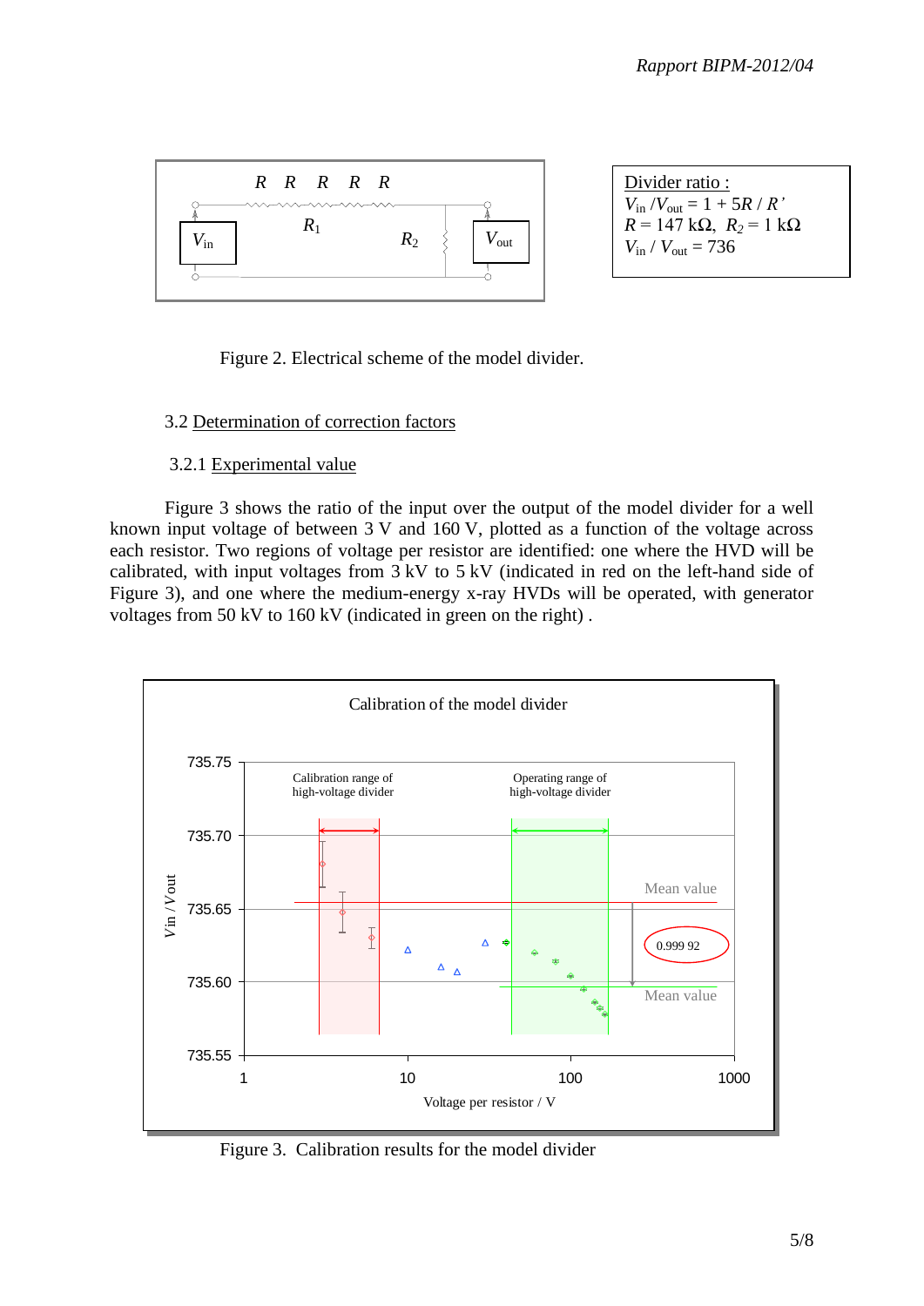Divider ratio :
$V_{in} / V_{out} = 1 + 5R / R'$
$R = 147$ kΩ, $R_2 = 1$ kΩ
$V_{in} / V_{out} = 736$

Figure 2. Electrical scheme of the model divider.

### 3.2 Determination of correction factors

#### 3.2.1 Experimental value

Figure 3 shows the ratio of the input over the output of the model divider for a well known input voltage of between 3 V and 160 V, plotted as a function of the voltage across each resistor. Two regions of voltage per resistor are identified: one where the HVD will be calibrated, with input voltages from 3 kV to 5 kV (indicated in red on the left-hand side of Figure 3), and one where the medium-energy x-ray HVDs will be operated, with generator voltages from 50 kV to 160 kV (indicated in green on the right) .

Figure 3. Calibration results for the model divider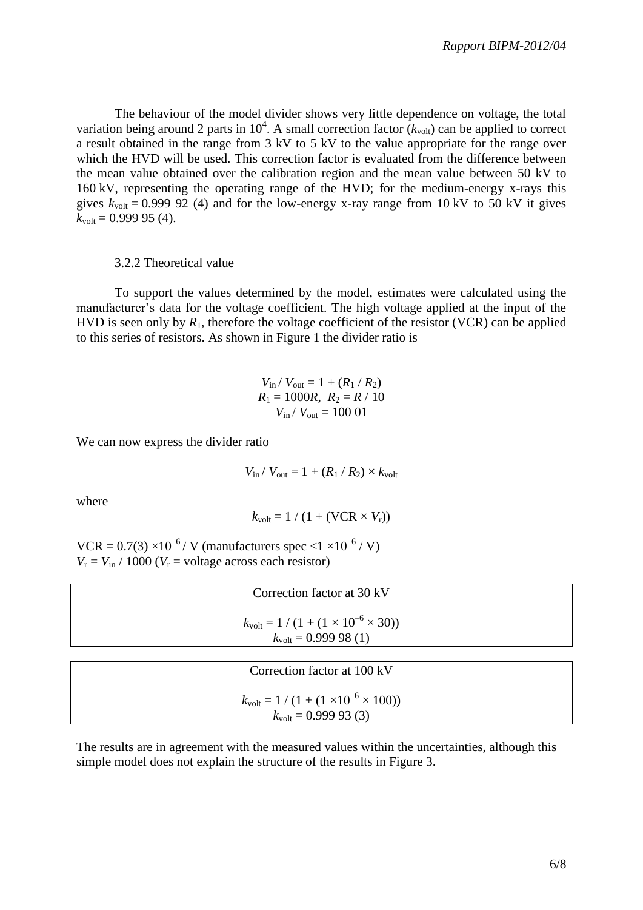The behaviour of the model divider shows very little dependence on voltage, the total variation being around 2 parts in $10^4$. A small correction factor ($k_{\text{volt}}$) can be applied to correct a result obtained in the range from 3 kV to 5 kV to the value appropriate for the range over which the HVD will be used. This correction factor is evaluated from the difference between the mean value obtained over the calibration region and the mean value between 50 kV to 160 kV, representing the operating range of the HVD; for the medium-energy x-rays this gives $k_{\text{volt}} = 0.999\,92\ (4)$ and for the low-energy x-ray range from 10 kV to 50 kV it gives $k_{\text{volt}} = 0.999\,95\ (4)$.

### 3.2.2 Theoretical value

To support the values determined by the model, estimates were calculated using the manufacturer's data for the voltage coefficient. The high voltage applied at the input of the HVD is seen only by $R_1$, therefore the voltage coefficient of the resistor (VCR) can be applied to this series of resistors. As shown in Figure 1 the divider ratio is

$$V_{\text{in}} / V_{\text{out}} = 1 + (R_1 / R_2)$$
$$R_1 = 1000R, \;\; R_2 = R / 10$$
$$V_{\text{in}} / V_{\text{out}} = 100\,01$$

We can now express the divider ratio

$$V_{\text{in}} / V_{\text{out}} = 1 + (R_1 / R_2) \times k_{\text{volt}}$$

where

$$k_{\text{volt}} = 1 / (1 + (\text{VCR} \times V_{\text{r}}))$$

$\text{VCR} = 0.7(3) \times 10^{-6}$ / V (manufacturers spec $<1 \times 10^{-6}$ / V)
$V_{\text{r}} = V_{\text{in}} / 1000$ ($V_{\text{r}}$ = voltage across each resistor)

| Correction factor at 30 kV |
|---|
| $k_{\text{volt}} = 1 / (1 + (1 \times 10^{-6} \times 30))$ |
| $k_{\text{volt}} = 0.999\,98\ (1)$ |

| Correction factor at 100 kV |
|---|
| $k_{\text{volt}} = 1 / (1 + (1 \times 10^{-6} \times 100))$ |
| $k_{\text{volt}} = 0.999\,93\ (3)$ |

The results are in agreement with the measured values within the uncertainties, although this simple model does not explain the structure of the results in Figure 3.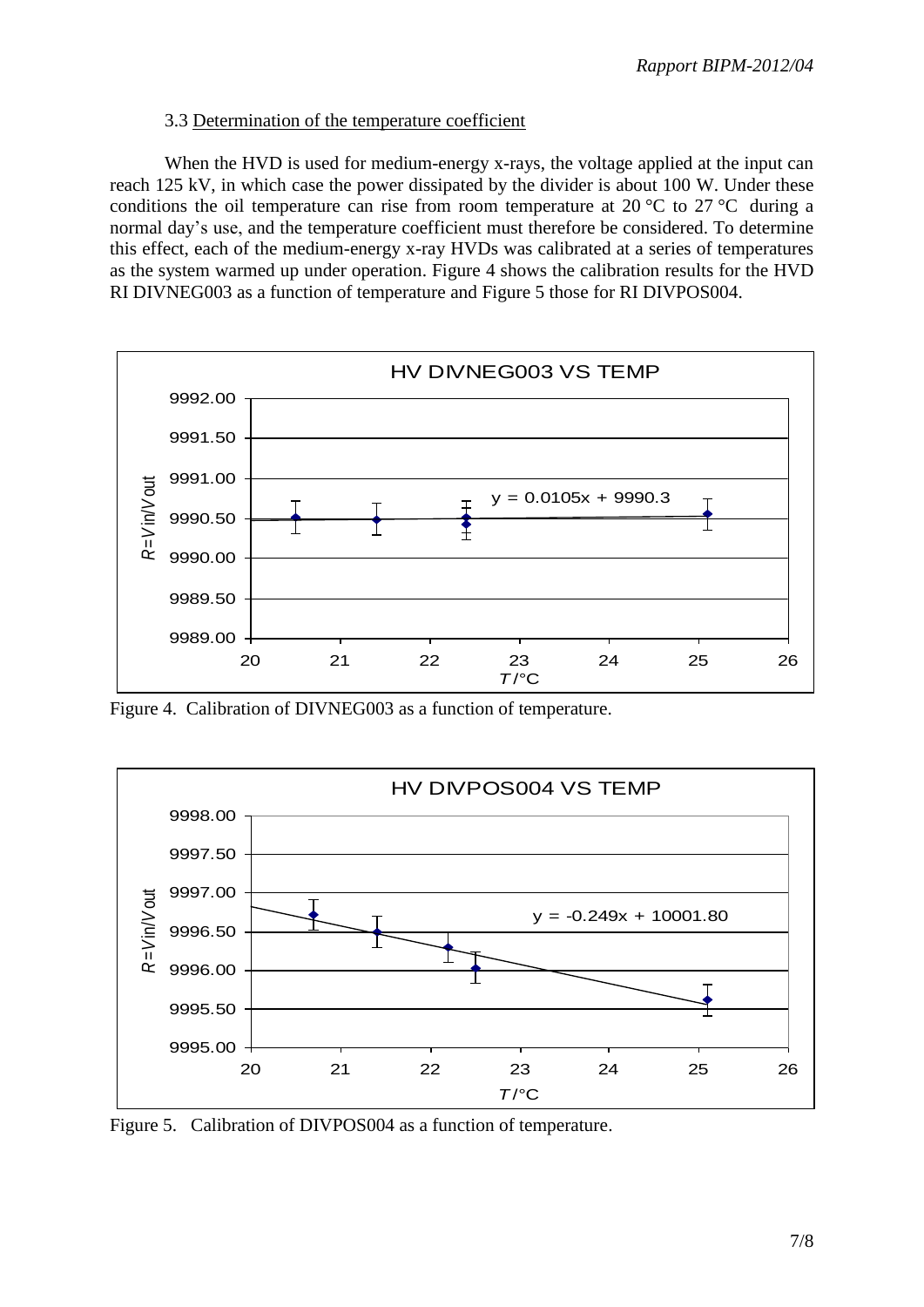### 3.3 Determination of the temperature coefficient

When the HVD is used for medium-energy x-rays, the voltage applied at the input can reach 125 kV, in which case the power dissipated by the divider is about 100 W. Under these conditions the oil temperature can rise from room temperature at 20 °C to 27 °C during a normal day's use, and the temperature coefficient must therefore be considered. To determine this effect, each of the medium-energy x-ray HVDs was calibrated at a series of temperatures as the system warmed up under operation. Figure 4 shows the calibration results for the HVD RI DIVNEG003 as a function of temperature and Figure 5 those for RI DIVPOS004.

Figure 4. Calibration of DIVNEG003 as a function of temperature.

Figure 5. Calibration of DIVPOS004 as a function of temperature.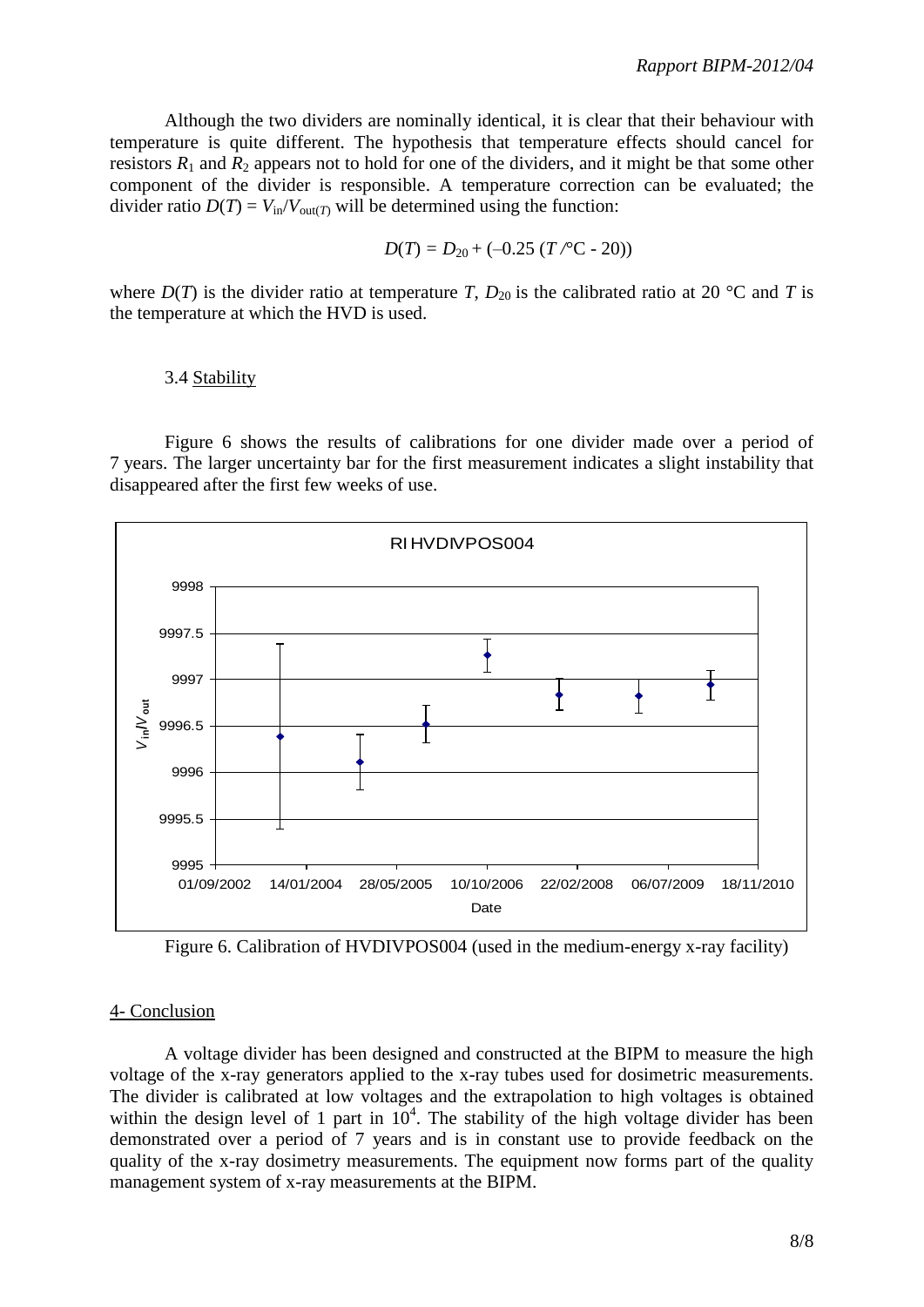Although the two dividers are nominally identical, it is clear that their behaviour with temperature is quite different. The hypothesis that temperature effects should cancel for resistors $R_1$ and $R_2$ appears not to hold for one of the dividers, and it might be that some other component of the divider is responsible. A temperature correction can be evaluated; the divider ratio $D(T) = V_{in}/V_{out(T)}$ will be determined using the function:

$$D(T) = D_{20} + (-0.25\ (T\,/°\mathrm{C} - 20))$$

where $D(T)$ is the divider ratio at temperature $T$, $D_{20}$ is the calibrated ratio at 20 °C and $T$ is the temperature at which the HVD is used.

### 3.4 Stability

Figure 6 shows the results of calibrations for one divider made over a period of 7 years. The larger uncertainty bar for the first measurement indicates a slight instability that disappeared after the first few weeks of use.

RI HVDIVPOS004

$V_{in}/V_{out}$

9998
9997.5
9997
9996.5
9996
9995.5
9995

01/09/2002 14/01/2004 28/05/2005 10/10/2006 22/02/2008 06/07/2009 18/11/2010

Date

Figure 6. Calibration of HVDIVPOS004 (used in the medium-energy x-ray facility)

## 4- Conclusion

A voltage divider has been designed and constructed at the BIPM to measure the high voltage of the x-ray generators applied to the x-ray tubes used for dosimetric measurements. The divider is calibrated at low voltages and the extrapolation to high voltages is obtained within the design level of 1 part in $10^4$. The stability of the high voltage divider has been demonstrated over a period of 7 years and is in constant use to provide feedback on the quality of the x-ray dosimetry measurements. The equipment now forms part of the quality management system of x-ray measurements at the BIPM.